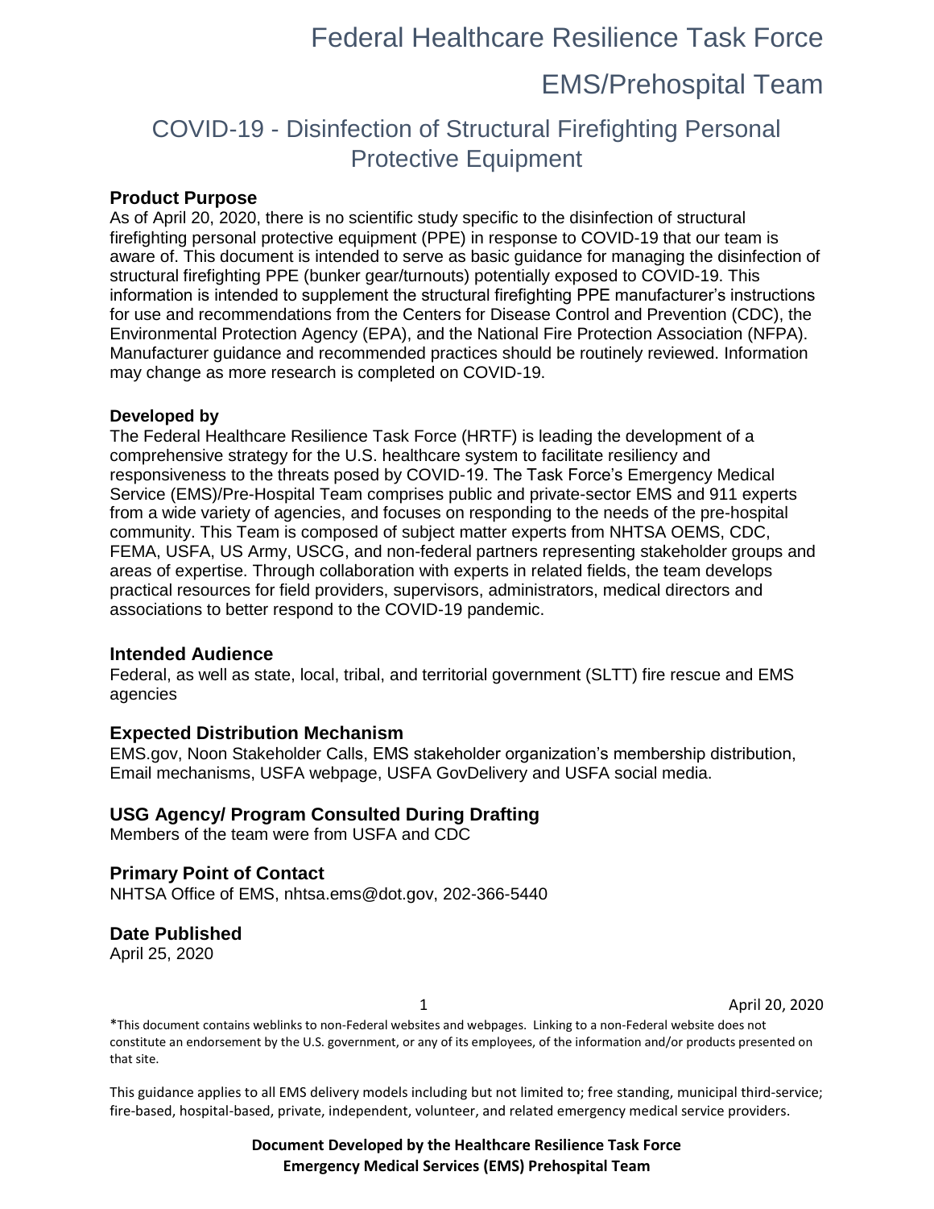# Federal Healthcare Resilience Task Force

# EMS/Prehospital Team

## COVID-19 - Disinfection of Structural Firefighting Personal Protective Equipment

### Product Purpose

As of April 20, 2020, there is no scientific study specific to the disinfection of structural firefighting personal protective equipment (PPE) in response to COVID-19 that our team is aware of. This document is intended to serve as basic guidance for managing the disinfection of structural firefighting PPE (bunker gear/turnouts) potentially exposed to COVID-19. This information is intended to supplement the structural firefighting PPE manufacturer's instructions for use and recommendations from the Centers for Disease Control and Prevention (CDC), the Environmental Protection Agency (EPA), and the National Fire Protection Association (NFPA). Manufacturer guidance and recommended practices should be routinely reviewed. Information may change as more research is completed on COVID-19.

**Developed by**

The Federal Healthcare Resilience Task Force (HRTF) is leading the development of a comprehensive strategy for the U.S. healthcare system to facilitate resiliency and responsiveness to the threats posed by COVID-19. The Task Force's Emergency Medical Service (EMS)/Pre-Hospital Team comprises public and private-sector EMS and 911 experts from a wide variety of agencies, and focuses on responding to the needs of the pre-hospital community. This Team is composed of subject matter experts from NHTSA OEMS, CDC, FEMA, USFA, US Army, USCG, and non-federal partners representing stakeholder groups and areas of expertise. Through collaboration with experts in related fields, the team develops practical resources for field providers, supervisors, administrators, medical directors and associations to better respond to the COVID-19 pandemic.

### Intended Audience

Federal, as well as state, local, tribal, and territorial government (SLTT) fire rescue and EMS agencies

### Expected Distribution Mechanism

EMS.gov, Noon Stakeholder Calls, EMS stakeholder organization's membership distribution, Email mechanisms, USFA webpage, USFA GovDelivery and USFA social media.

### USG Agency/ Program Consulted During Drafting

Members of the team were from USFA and CDC

### Primary Point of Contact

NHTSA Office of EMS, nhtsa.ems@dot.gov, 202-366-5440

### Date Published

April 25, 2020

*This document contains weblinks to non-Federal websites and webpages. Linking to a non-Federal website does not constitute an endorsement by the U.S. government, or any of its employees, of the information and/or products presented on that site.

This guidance applies to all EMS delivery models including but not limited to; free standing, municipal third-service; fire-based, hospital-based, private, independent, volunteer, and related emergency medical service providers.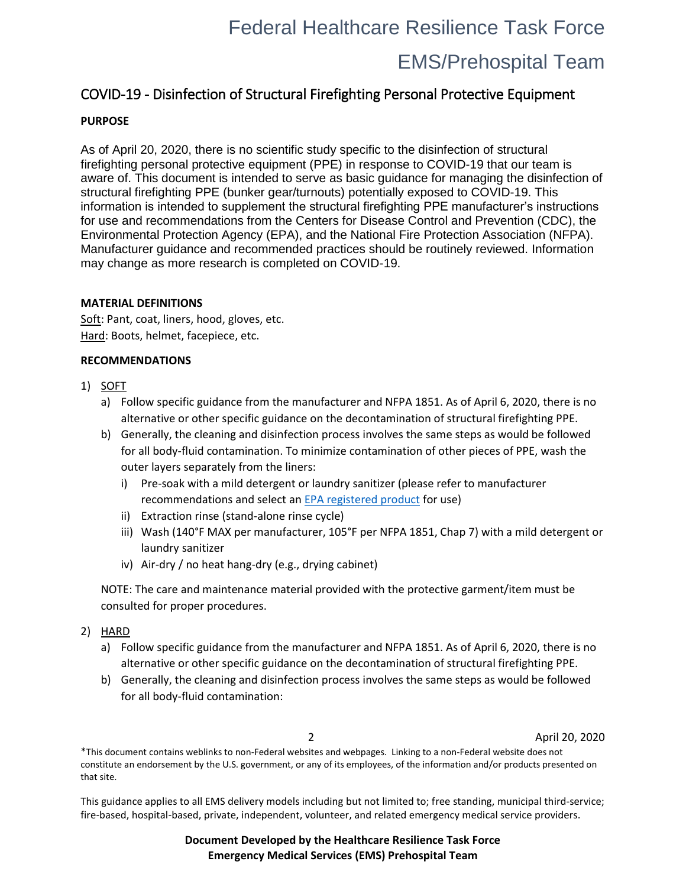## COVID-19 - Disinfection of Structural Firefighting Personal Protective Equipment

**PURPOSE**

As of April 20, 2020, there is no scientific study specific to the disinfection of structural firefighting personal protective equipment (PPE) in response to COVID-19 that our team is aware of. This document is intended to serve as basic guidance for managing the disinfection of structural firefighting PPE (bunker gear/turnouts) potentially exposed to COVID-19. This information is intended to supplement the structural firefighting PPE manufacturer's instructions for use and recommendations from the Centers for Disease Control and Prevention (CDC), the Environmental Protection Agency (EPA), and the National Fire Protection Association (NFPA). Manufacturer guidance and recommended practices should be routinely reviewed. Information may change as more research is completed on COVID-19.

**MATERIAL DEFINITIONS**

Soft: Pant, coat, liners, hood, gloves, etc.
Hard: Boots, helmet, facepiece, etc.

**RECOMMENDATIONS**

1) SOFT
   a) Follow specific guidance from the manufacturer and NFPA 1851. As of April 6, 2020, there is no alternative or other specific guidance on the decontamination of structural firefighting PPE.
   b) Generally, the cleaning and disinfection process involves the same steps as would be followed for all body-fluid contamination. To minimize contamination of other pieces of PPE, wash the outer layers separately from the liners:
      i) Pre-soak with a mild detergent or laundry sanitizer (please refer to manufacturer recommendations and select an EPA registered product for use)
      ii) Extraction rinse (stand-alone rinse cycle)
      iii) Wash (140°F MAX per manufacturer, 105°F per NFPA 1851, Chap 7) with a mild detergent or laundry sanitizer
      iv) Air-dry / no heat hang-dry (e.g., drying cabinet)

   NOTE: The care and maintenance material provided with the protective garment/item must be consulted for proper procedures.

2) HARD
   a) Follow specific guidance from the manufacturer and NFPA 1851. As of April 6, 2020, there is no alternative or other specific guidance on the decontamination of structural firefighting PPE.
   b) Generally, the cleaning and disinfection process involves the same steps as would be followed for all body-fluid contamination:

*This document contains weblinks to non-Federal websites and webpages. Linking to a non-Federal website does not constitute an endorsement by the U.S. government, or any of its employees, of the information and/or products presented on that site.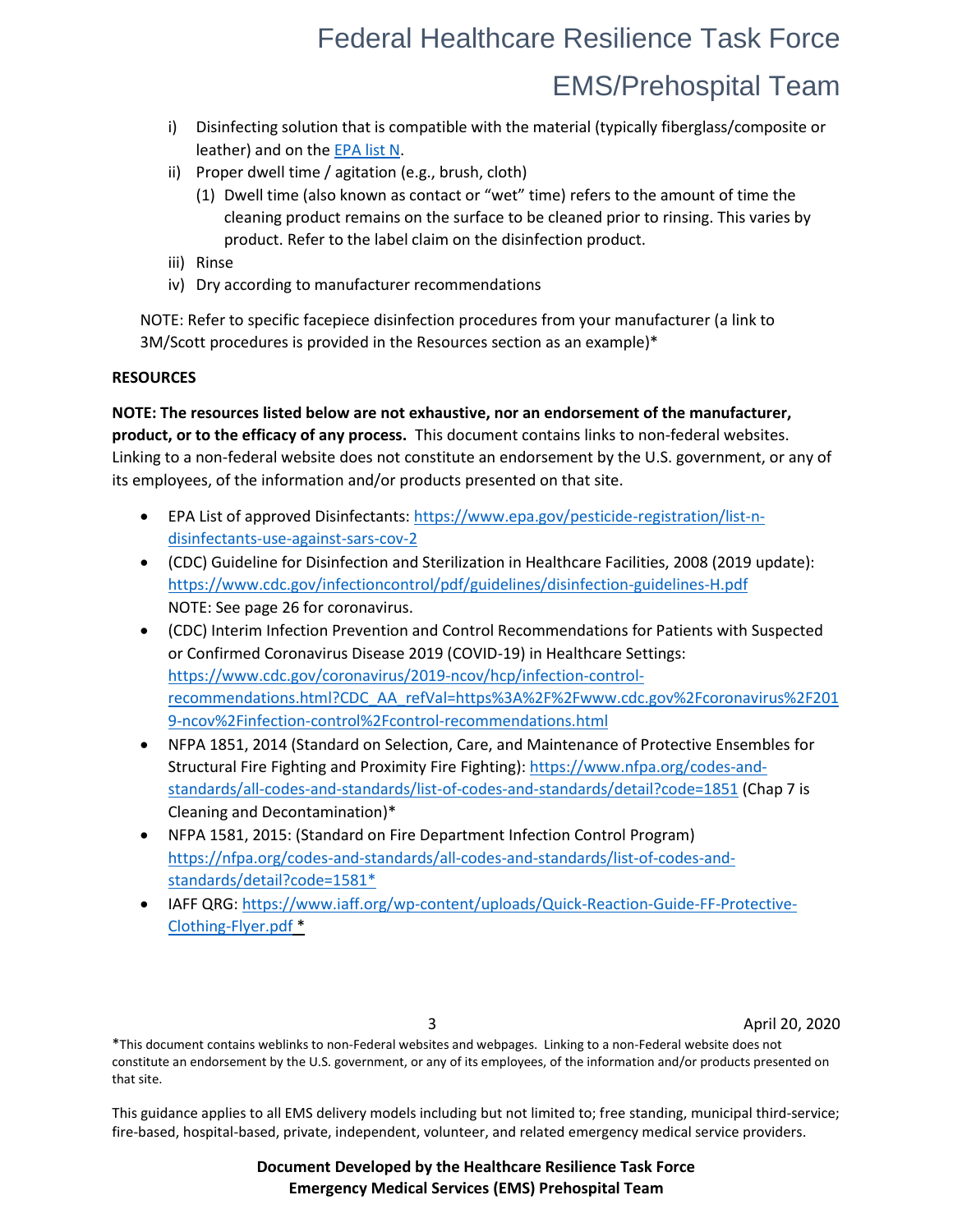i) Disinfecting solution that is compatible with the material (typically fiberglass/composite or leather) and on the [EPA list N](https://www.epa.gov/pesticide-registration/list-n-disinfectants-use-against-sars-cov-2).

ii) Proper dwell time / agitation (e.g., brush, cloth)

   (1) Dwell time (also known as contact or "wet" time) refers to the amount of time the cleaning product remains on the surface to be cleaned prior to rinsing. This varies by product. Refer to the label claim on the disinfection product.

iii) Rinse

iv) Dry according to manufacturer recommendations

NOTE: Refer to specific facepiece disinfection procedures from your manufacturer (a link to 3M/Scott procedures is provided in the Resources section as an example)*

**RESOURCES**

**NOTE: The resources listed below are not exhaustive, nor an endorsement of the manufacturer, product, or to the efficacy of any process.** This document contains links to non-federal websites. Linking to a non-federal website does not constitute an endorsement by the U.S. government, or any of its employees, of the information and/or products presented on that site.

- EPA List of approved Disinfectants: https://www.epa.gov/pesticide-registration/list-n-disinfectants-use-against-sars-cov-2
- (CDC) Guideline for Disinfection and Sterilization in Healthcare Facilities, 2008 (2019 update): https://www.cdc.gov/infectioncontrol/pdf/guidelines/disinfection-guidelines-H.pdf
  NOTE: See page 26 for coronavirus.
- (CDC) Interim Infection Prevention and Control Recommendations for Patients with Suspected or Confirmed Coronavirus Disease 2019 (COVID-19) in Healthcare Settings: https://www.cdc.gov/coronavirus/2019-ncov/hcp/infection-control-recommendations.html?CDC_AA_refVal=https%3A%2F%2Fwww.cdc.gov%2Fcoronavirus%2F2019-ncov%2Finfection-control%2Fcontrol-recommendations.html
- NFPA 1851, 2014 (Standard on Selection, Care, and Maintenance of Protective Ensembles for Structural Fire Fighting and Proximity Fire Fighting): https://www.nfpa.org/codes-and-standards/all-codes-and-standards/list-of-codes-and-standards/detail?code=1851 (Chap 7 is Cleaning and Decontamination)*
- NFPA 1581, 2015: (Standard on Fire Department Infection Control Program) https://nfpa.org/codes-and-standards/all-codes-and-standards/list-of-codes-and-standards/detail?code=1581*
- IAFF QRG: https://www.iaff.org/wp-content/uploads/Quick-Reaction-Guide-FF-Protective-Clothing-Flyer.pdf *

April 20, 2020

*This document contains weblinks to non-Federal websites and webpages. Linking to a non-Federal website does not constitute an endorsement by the U.S. government, or any of its employees, of the information and/or products presented on that site.

This guidance applies to all EMS delivery models including but not limited to; free standing, municipal third-service; fire-based, hospital-based, private, independent, volunteer, and related emergency medical service providers.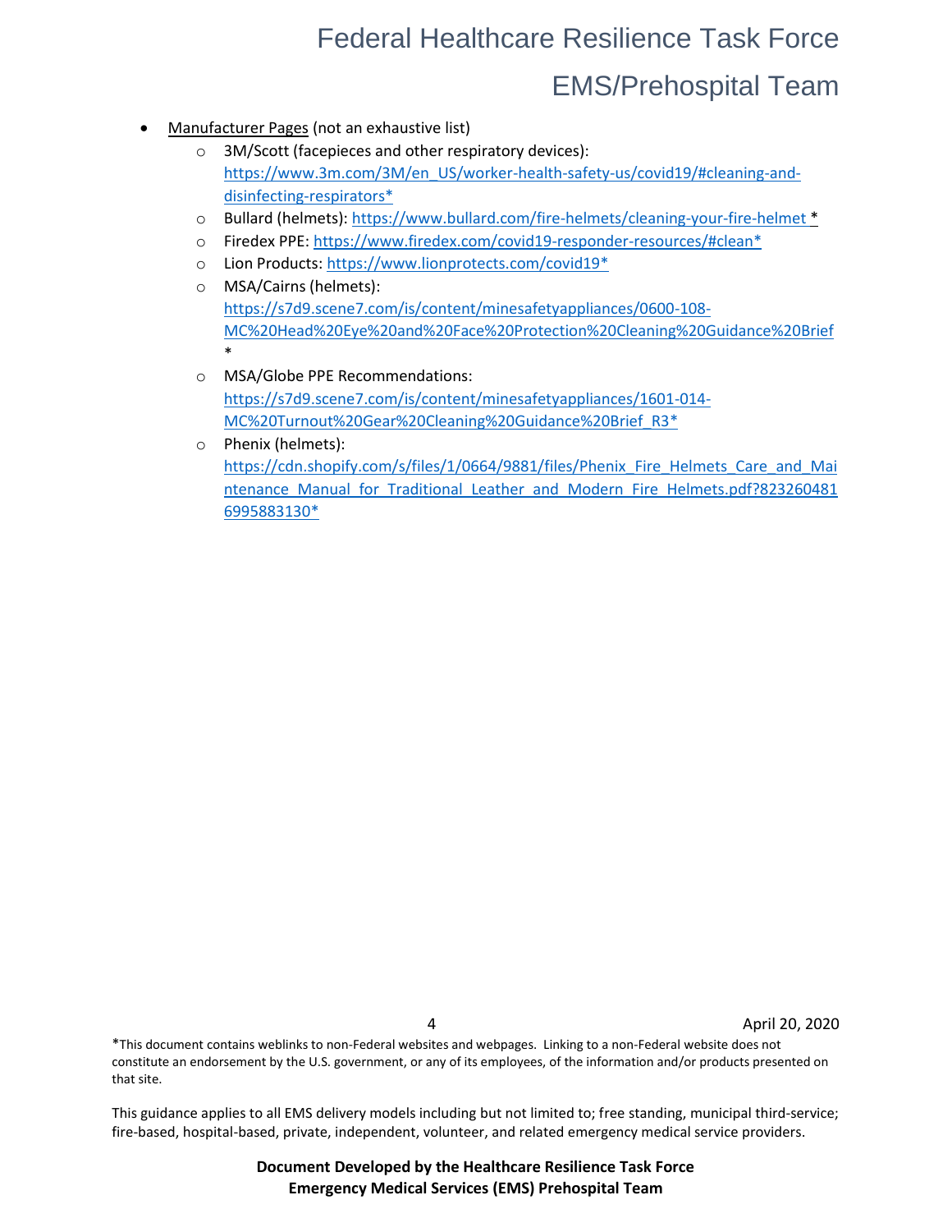- Manufacturer Pages (not an exhaustive list)
  - 3M/Scott (facepieces and other respiratory devices): https://www.3m.com/3M/en_US/worker-health-safety-us/covid19/#cleaning-and-disinfecting-respirators*
  - Bullard (helmets): https://www.bullard.com/fire-helmets/cleaning-your-fire-helmet *
  - Firedex PPE: https://www.firedex.com/covid19-responder-resources/#clean*
  - Lion Products: https://www.lionprotects.com/covid19*
  - MSA/Cairns (helmets): https://s7d9.scene7.com/is/content/minesafetyappliances/0600-108-MC%20Head%20Eye%20and%20Face%20Protection%20Cleaning%20Guidance%20Brief *
  - MSA/Globe PPE Recommendations: https://s7d9.scene7.com/is/content/minesafetyappliances/1601-014-MC%20Turnout%20Gear%20Cleaning%20Guidance%20Brief_R3*
  - Phenix (helmets): https://cdn.shopify.com/s/files/1/0664/9881/files/Phenix_Fire_Helmets_Care_and_Maintenance_Manual_for_Traditional_Leather_and_Modern_Fire_Helmets.pdf?8232604816995883130*

April 20, 2020

*This document contains weblinks to non-Federal websites and webpages. Linking to a non-Federal website does not constitute an endorsement by the U.S. government, or any of its employees, of the information and/or products presented on that site.

This guidance applies to all EMS delivery models including but not limited to; free standing, municipal third-service; fire-based, hospital-based, private, independent, volunteer, and related emergency medical service providers.

**Document Developed by the Healthcare Resilience Task Force**
**Emergency Medical Services (EMS) Prehospital Team**